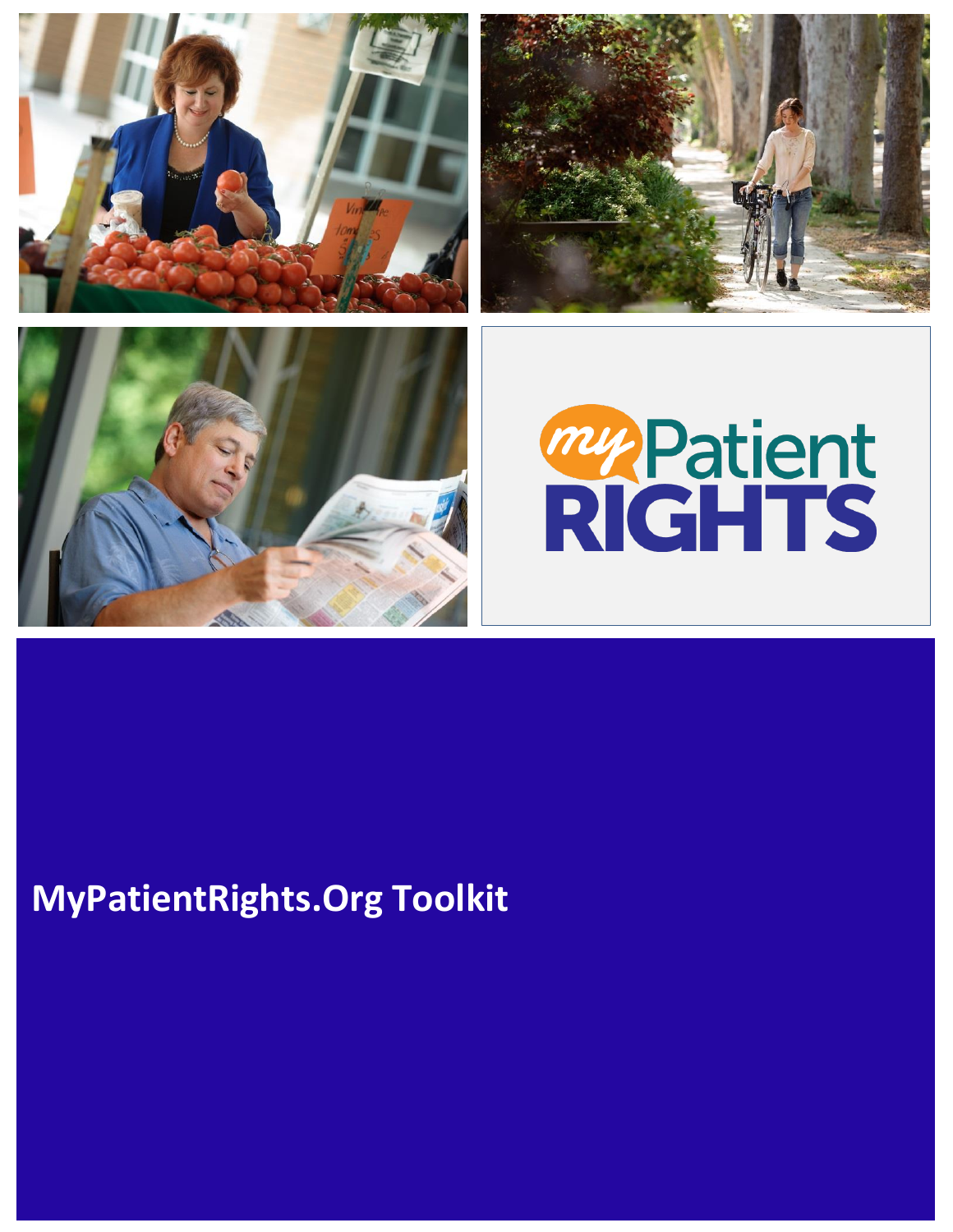# MyPatientRights.Org Toolkit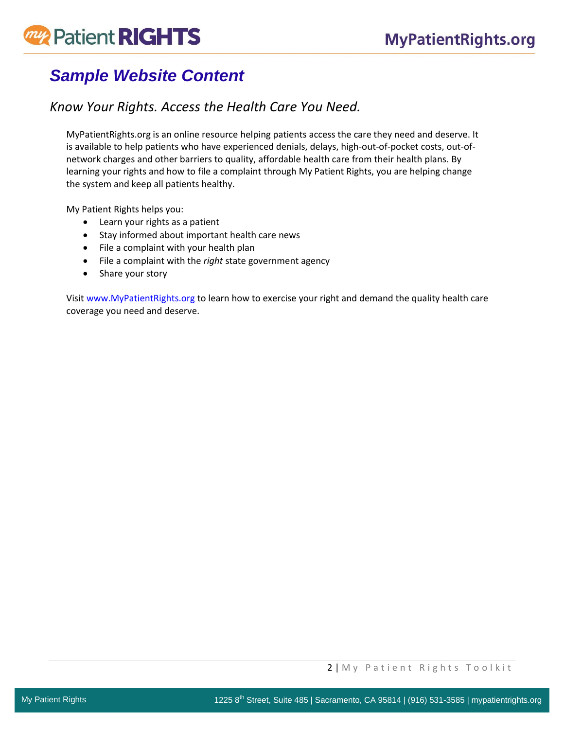# Sample Website Content

## *Know Your Rights. Access the Health Care You Need.*

MyPatientRights.org is an online resource helping patients access the care they need and deserve. It is available to help patients who have experienced denials, delays, high-out-of-pocket costs, out-of-network charges and other barriers to quality, affordable health care from their health plans. By learning your rights and how to file a complaint through My Patient Rights, you are helping change the system and keep all patients healthy.

My Patient Rights helps you:

- Learn your rights as a patient
- Stay informed about important health care news
- File a complaint with your health plan
- File a complaint with the *right* state government agency
- Share your story

Visit [www.MyPatientRights.org](http://www.MyPatientRights.org) to learn how to exercise your right and demand the quality health care coverage you need and deserve.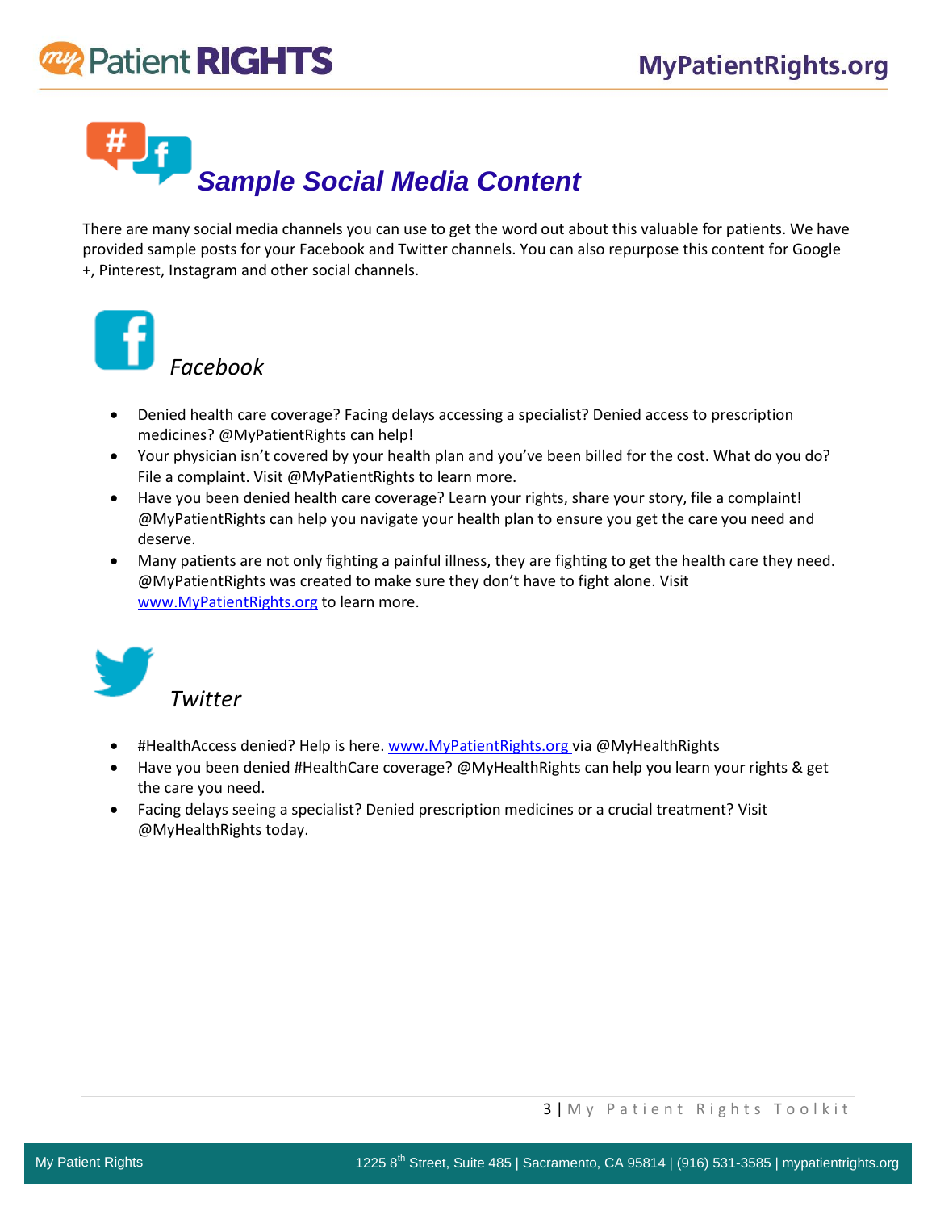# Sample Social Media Content

There are many social media channels you can use to get the word out about this valuable for patients. We have provided sample posts for your Facebook and Twitter channels. You can also repurpose this content for Google +, Pinterest, Instagram and other social channels.

## *Facebook*

- Denied health care coverage? Facing delays accessing a specialist? Denied access to prescription medicines? @MyPatientRights can help!
- Your physician isn't covered by your health plan and you've been billed for the cost. What do you do? File a complaint. Visit @MyPatientRights to learn more.
- Have you been denied health care coverage? Learn your rights, share your story, file a complaint! @MyPatientRights can help you navigate your health plan to ensure you get the care you need and deserve.
- Many patients are not only fighting a painful illness, they are fighting to get the health care they need. @MyPatientRights was created to make sure they don't have to fight alone. Visit www.MyPatientRights.org to learn more.

## *Twitter*

- #HealthAccess denied? Help is here. www.MyPatientRights.org via @MyHealthRights
- Have you been denied #HealthCare coverage? @MyHealthRights can help you learn your rights & get the care you need.
- Facing delays seeing a specialist? Denied prescription medicines or a crucial treatment? Visit @MyHealthRights today.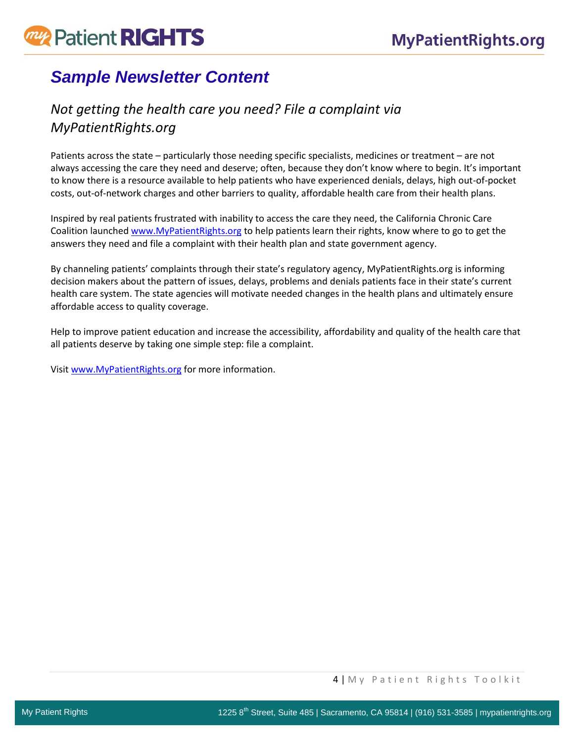# *Sample Newsletter Content*

## *Not getting the health care you need? File a complaint via MyPatientRights.org*

Patients across the state – particularly those needing specific specialists, medicines or treatment – are not always accessing the care they need and deserve; often, because they don't know where to begin. It's important to know there is a resource available to help patients who have experienced denials, delays, high out-of-pocket costs, out-of-network charges and other barriers to quality, affordable health care from their health plans.

Inspired by real patients frustrated with inability to access the care they need, the California Chronic Care Coalition launched www.MyPatientRights.org to help patients learn their rights, know where to go to get the answers they need and file a complaint with their health plan and state government agency.

By channeling patients' complaints through their state's regulatory agency, MyPatientRights.org is informing decision makers about the pattern of issues, delays, problems and denials patients face in their state's current health care system. The state agencies will motivate needed changes in the health plans and ultimately ensure affordable access to quality coverage.

Help to improve patient education and increase the accessibility, affordability and quality of the health care that all patients deserve by taking one simple step: file a complaint.

Visit www.MyPatientRights.org for more information.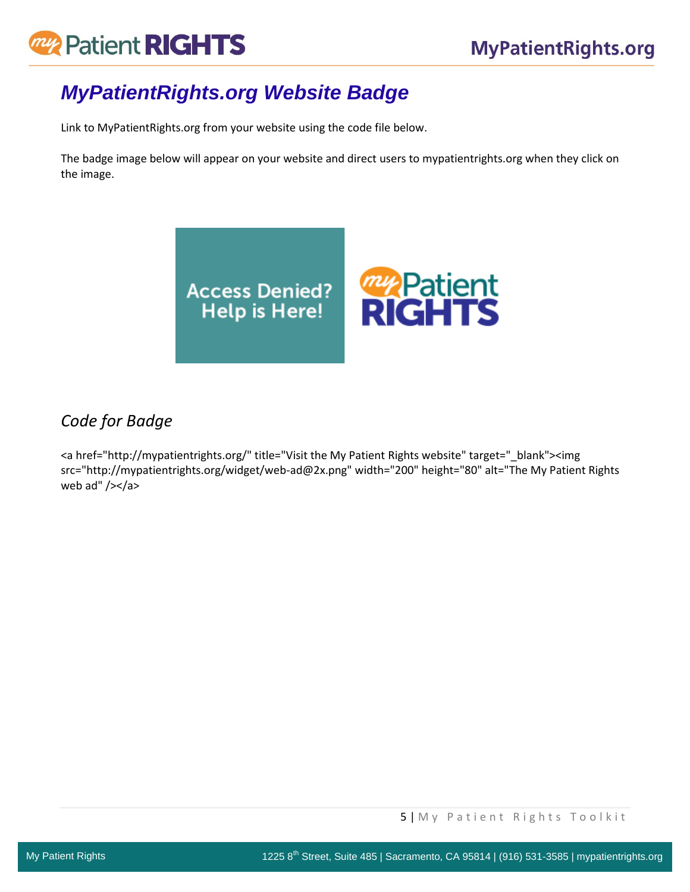# *MyPatientRights.org Website Badge*

Link to MyPatientRights.org from your website using the code file below.

The badge image below will appear on your website and direct users to mypatientrights.org when they click on the image.

Access Denied?
Help is Here!

my Patient RIGHTS

## *Code for Badge*

```
<a href="http://mypatientrights.org/" title="Visit the My Patient Rights website" target="_blank"><img src="http://mypatientrights.org/widget/web-ad@2x.png" width="200" height="80" alt="The My Patient Rights web ad" /></a>
```